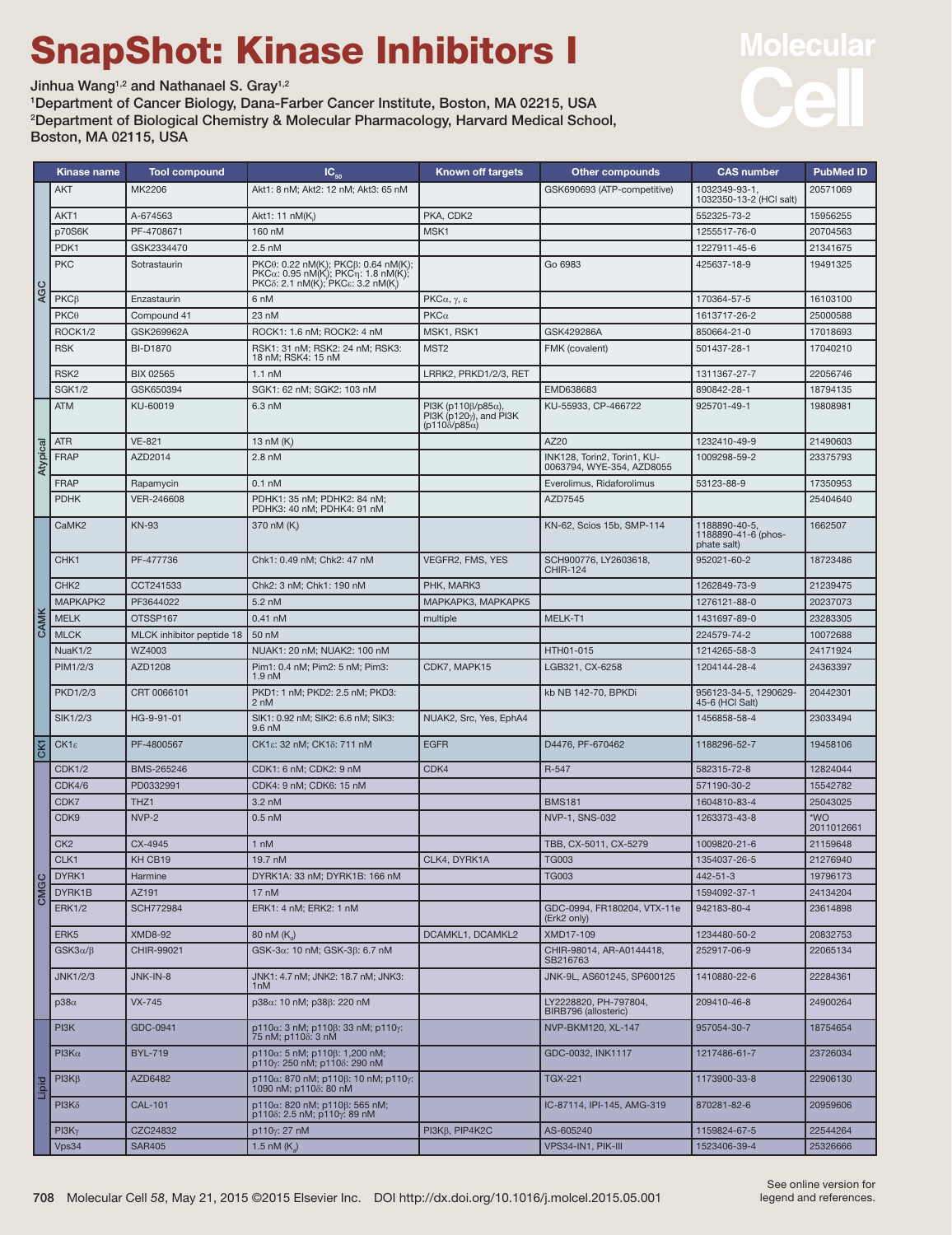# SnapShot: Kinase Inhibitors I

Jinhua Wang[1,2] and Nathanael S. Gray[1,2]

[1]Department of Cancer Biology, Dana-Farber Cancer Institute, Boston, MA 02215, USA
[2]Department of Biological Chemistry & Molecular Pharmacology, Harvard Medical School, Boston, MA 02115, USA

| | Kinase name | Tool compound | $IC_{50}$ | Known off targets | Other compounds | CAS number | PubMed ID |
|---|---|---|---|---|---|---|---|
| AGC | AKT | MK2206 | Akt1: 8 nM; Akt2: 12 nM; Akt3: 65 nM | | GSK690693 (ATP-competitive) | 1032349-93-1, 1032350-13-2 (HCl salt) | 20571069 |
| AGC | AKT1 | A-674563 | Akt1: 11 nM(K) | PKA, CDK2 | | 552325-73-2 | 15956255 |
| AGC | p70S6K | PF-4708671 | 160 nM | MSK1 | | 1255517-76-0 | 20704563 |
| AGC | PDK1 | GSK2334470 | 2.5 nM | | | 1227911-45-6 | 21341675 |
| AGC | PKC | Sotrastaurin | PKCθ: 0.22 nM(K); PKCβ: 0.64 nM(K); PKCα: 0.95 nM(K); PKCη: 1.8 nM(K); PKCδ: 2.1 nM(K); PKCε: 3.2 nM(K) | | Go 6983 | 425637-18-9 | 19491325 |
| AGC | PKCβ | Enzastaurin | 6 nM | PKCα, γ, ε | | 170364-57-5 | 16103100 |
| AGC | PKCθ | Compound 41 | 23 nM | PKCα | | 1613717-26-2 | 25000588 |
| AGC | ROCK1/2 | GSK269962A | ROCK1: 1.6 nM; ROCK2: 4 nM | MSK1, RSK1 | GSK429286A | 850664-21-0 | 17018693 |
| AGC | RSK | BI-D1870 | RSK1: 31 nM; RSK2: 24 nM; RSK3: 18 nM; RSK4: 15 nM | MST2 | FMK (covalent) | 501437-28-1 | 17040210 |
| AGC | RSK2 | BIX 02565 | 1.1 nM | LRRK2, PRKD1/2/3, RET | | 1311367-27-7 | 22056746 |
| AGC | SGK1/2 | GSK650394 | SGK1: 62 nM; SGK2: 103 nM | | EMD638683 | 890842-28-1 | 18794135 |
| Atypical | ATM | KU-60019 | 6.3 nM | PI3K (p110β/p85α), PI3K (p120γ), and PI3K (p110δ/p85α) | KU-55933, CP-466722 | 925701-49-1 | 19808981 |
| Atypical | ATR | VE-821 | 13 nM (K) | | AZ20 | 1232410-49-9 | 21490603 |
| Atypical | FRAP | AZD2014 | 2.8 nM | | INK128, Torin2, Torin1, KU-0063794, WYE-354, AZD8055 | 1009298-59-2 | 23375793 |
| Atypical | FRAP | Rapamycin | 0.1 nM | | Everolimus, Ridaforolimus | 53123-88-9 | 17350953 |
| Atypical | PDHK | VER-246608 | PDHK1: 35 nM; PDHK2: 84 nM; PDHK3: 40 nM; PDHK4: 91 nM | | AZD7545 | | 25404640 |
| CAMK | CaMK2 | KN-93 | 370 nM (K) | | KN-62, Scios 15b, SMP-114 | 1188890-40-5, 1188890-41-6 (phosphate salt) | 1662507 |
| CAMK | CHK1 | PF-477736 | Chk1: 0.49 nM; Chk2: 47 nM | VEGFR2, FMS, YES | SCH900776, LY2603618, CHIR-124 | 952021-60-2 | 18723486 |
| CAMK | CHK2 | CCT241533 | Chk2: 3 nM; Chk1: 190 nM | PHK, MARK3 | | 1262849-73-9 | 21239475 |
| CAMK | MAPKAPK2 | PF3644022 | 5.2 nM | MAPKAPK3, MAPKAPK5 | | 1276121-88-0 | 20237073 |
| CAMK | MELK | OTSSP167 | 0.41 nM | multiple | MELK-T1 | 1431697-89-0 | 23283305 |
| CAMK | MLCK | MLCK inhibitor peptide 18 | 50 nM | | | 224579-74-2 | 10072688 |
| CAMK | NuaK1/2 | WZ4003 | NUAK1: 20 nM; NUAK2: 100 nM | | HTH01-015 | 1214265-58-3 | 24171924 |
| CAMK | PIM1/2/3 | AZD1208 | Pim1: 0.4 nM; Pim2: 5 nM; Pim3: 1.9 nM | CDK7, MAPK15 | LGB321, CX-6258 | 1204144-28-4 | 24363397 |
| CAMK | PKD1/2/3 | CRT 0066101 | PKD1: 1 nM; PKD2: 2.5 nM; PKD3: 2 nM | | kb NB 142-70, BPKDi | 956123-34-5, 1290629-45-6 (HCl Salt) | 20442301 |
| CAMK | SIK1/2/3 | HG-9-91-01 | SIK1: 0.92 nM; SIK2: 6.6 nM; SIK3: 9.6 nM | NUAK2, Src, Yes, EphA4 | | 1456858-58-4 | 23033494 |
| CK1 | CK1ε | PF-4800567 | CK1ε: 32 nM; CK1δ: 711 nM | EGFR | D4476, PF-670462 | 1188296-52-7 | 19458106 |
| CMGC | CDK1/2 | BMS-265246 | CDK1: 6 nM; CDK2: 9 nM | CDK4 | R-547 | 582315-72-8 | 12824044 |
| CMGC | CDK4/6 | PD0332991 | CDK4: 9 nM; CDK6: 15 nM | | | 571190-30-2 | 15542782 |
| CMGC | CDK7 | THZ1 | 3.2 nM | | BMS181 | 1604810-83-4 | 25043025 |
| CMGC | CDK9 | NVP-2 | 0.5 nM | | NVP-1, SNS-032 | 1263373-43-8 | *WO 2011012661 |
| CMGC | CK2 | CX-4945 | 1 nM | | TBB, CX-5011, CX-5279 | 1009820-21-6 | 21159648 |
| CMGC | CLK1 | KH CB19 | 19.7 nM | CLK4, DYRK1A | TG003 | 1354037-26-5 | 21276940 |
| CMGC | DYRK1 | Harmine | DYRK1A: 33 nM; DYRK1B: 166 nM | | TG003 | 442-51-3 | 19796173 |
| CMGC | DYRK1B | AZ191 | 17 nM | | | 1594092-37-1 | 24134204 |
| CMGC | ERK1/2 | SCH772984 | ERK1: 4 nM; ERK2: 1 nM | | GDC-0994, FR180204, VTX-11e (Erk2 only) | 942183-80-4 | 23614898 |
| CMGC | ERK5 | XMD8-92 | 80 nM ($K_d$) | DCAMKL1, DCAMKL2 | XMD17-109 | 1234480-50-2 | 20832753 |
| CMGC | GSK3α/β | CHIR-99021 | GSK-3α: 10 nM; GSK-3β: 6.7 nM | | CHIR-98014, AR-A0144418, SB216763 | 252917-06-9 | 22065134 |
| CMGC | JNK1/2/3 | JNK-IN-8 | JNK1: 4.7 nM; JNK2: 18.7 nM; JNK3: 1nM | | JNK-9L, AS601245, SP600125 | 1410880-22-6 | 22284361 |
| CMGC | p38α | VX-745 | p38α: 10 nM; p38β: 220 nM | | LY2228820, PH-797804, BIRB796 (allosteric) | 209410-46-8 | 24900264 |
| Lipid | PI3K | GDC-0941 | p110α: 3 nM; p110β: 33 nM; p110γ: 75 nM; p110δ: 3 nM | | NVP-BKM120, XL-147 | 957054-30-7 | 18754654 |
| Lipid | PI3Kα | BYL-719 | p110α: 5 nM; p110β: 1,200 nM; p110γ: 250 nM; p110δ: 290 nM | | GDC-0032, INK1117 | 1217486-61-7 | 23726034 |
| Lipid | PI3Kβ | AZD6482 | p110α: 870 nM; p110β: 10 nM; p110γ: 1090 nM; p110δ: 80 nM | | TGX-221 | 1173900-33-8 | 22906130 |
| Lipid | PI3Kδ | CAL-101 | p110α: 820 nM; p110β: 565 nM; p110δ: 2.5 nM; p110γ: 89 nM | | IC-87114, IPI-145, AMG-319 | 870281-82-6 | 20959606 |
| Lipid | PI3Kγ | CZC24832 | p110γ: 27 nM | PI3Kβ, PIP4K2C | AS-605240 | 1159824-67-5 | 22544264 |
| Lipid | Vps34 | SAR405 | 1.5 nM ($K_d$) | | VPS34-IN1, PIK-III | 1523406-39-4 | 25326666 |

See online version for legend and references.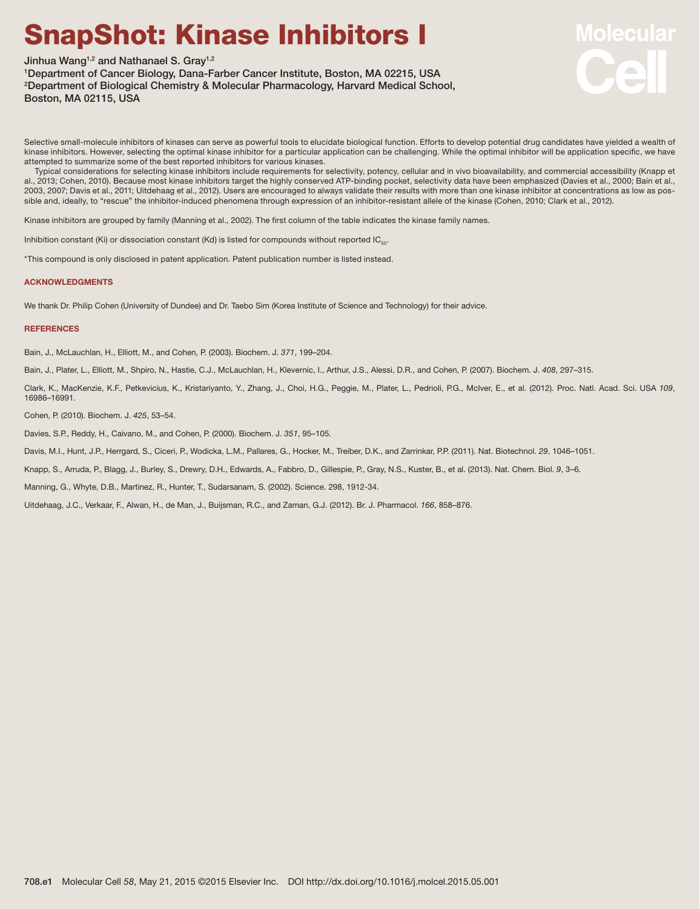# SnapShot: Kinase Inhibitors I

Jinhua Wang[1,2] and Nathanael S. Gray[1,2]

[1]Department of Cancer Biology, Dana-Farber Cancer Institute, Boston, MA 02215, USA
[2]Department of Biological Chemistry & Molecular Pharmacology, Harvard Medical School, Boston, MA 02115, USA

Selective small-molecule inhibitors of kinases can serve as powerful tools to elucidate biological function. Efforts to develop potential drug candidates have yielded a wealth of kinase inhibitors. However, selecting the optimal kinase inhibitor for a particular application can be challenging. While the optimal inhibitor will be application specific, we have attempted to summarize some of the best reported inhibitors for various kinases.

Typical considerations for selecting kinase inhibitors include requirements for selectivity, potency, cellular and in vivo bioavailability, and commercial accessibility (Knapp et al., 2013; Cohen, 2010). Because most kinase inhibitors target the highly conserved ATP-binding pocket, selectivity data have been emphasized (Davies et al., 2000; Bain et al., 2003, 2007; Davis et al., 2011; Uitdehaag et al., 2012). Users are encouraged to always validate their results with more than one kinase inhibitor at concentrations as low as possible and, ideally, to "rescue" the inhibitor-induced phenomena through expression of an inhibitor-resistant allele of the kinase (Cohen, 2010; Clark et al., 2012).

Kinase inhibitors are grouped by family (Manning et al., 2002). The first column of the table indicates the kinase family names.

Inhibition constant (Ki) or dissociation constant (Kd) is listed for compounds without reported $IC_{50}$.

*This compound is only disclosed in patent application. Patent publication number is listed instead.

## ACKNOWLEDGMENTS

We thank Dr. Philip Cohen (University of Dundee) and Dr. Taebo Sim (Korea Institute of Science and Technology) for their advice.

## REFERENCES

Bain, J., McLauchlan, H., Elliott, M., and Cohen, P. (2003). Biochem. J. *371*, 199–204.

Bain, J., Plater, L., Elliott, M., Shpiro, N., Hastie, C.J., McLauchlan, H., Klevernic, I., Arthur, J.S., Alessi, D.R., and Cohen, P. (2007). Biochem. J. *408*, 297–315.

Clark, K., MacKenzie, K.F., Petkevicius, K., Kristariyanto, Y., Zhang, J., Choi, H.G., Peggie, M., Plater, L., Pedrioli, P.G., McIver, E., et al. (2012). Proc. Natl. Acad. Sci. USA *109*, 16986–16991.

Cohen, P. (2010). Biochem. J. *425*, 53–54.

Davies, S.P., Reddy, H., Caivano, M., and Cohen, P. (2000). Biochem. J. *351*, 95–105.

Davis, M.I., Hunt, J.P., Herrgard, S., Ciceri, P., Wodicka, L.M., Pallares, G., Hocker, M., Treiber, D.K., and Zarrinkar, P.P. (2011). Nat. Biotechnol. *29*, 1046–1051.

Knapp, S., Arruda, P., Blagg, J., Burley, S., Drewry, D.H., Edwards, A., Fabbro, D., Gillespie, P., Gray, N.S., Kuster, B., et al. (2013). Nat. Chem. Biol. *9*, 3–6.

Manning, G., Whyte, D.B., Martinez, R., Hunter, T., Sudarsanam, S. (2002). Science. 298, 1912-34.

Uitdehaag, J.C., Verkaar, F., Alwan, H., de Man, J., Buijsman, R.C., and Zaman, G.J. (2012). Br. J. Pharmacol. *166*, 858–876.